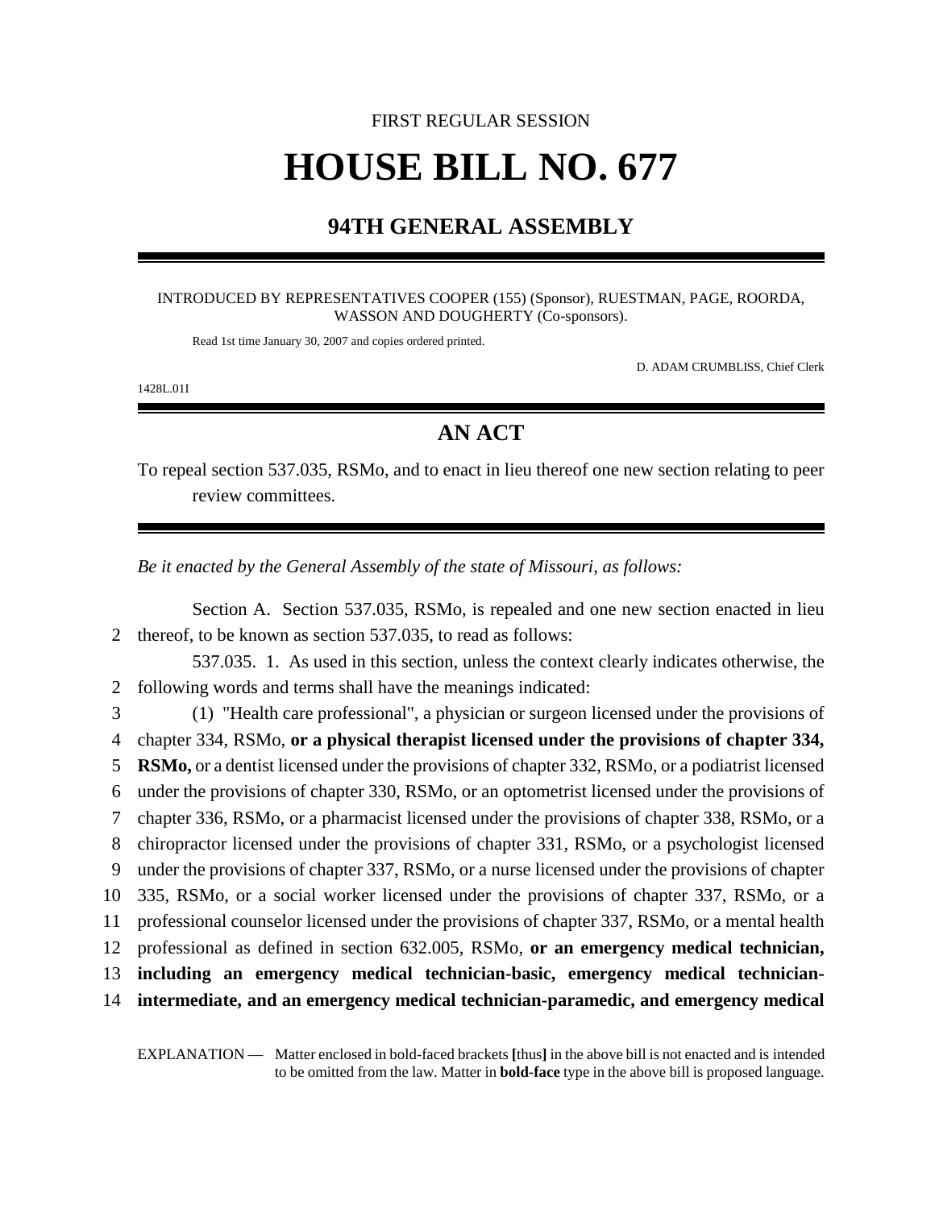FIRST REGULAR SESSION

# HOUSE BILL NO. 677

## 94TH GENERAL ASSEMBLY

INTRODUCED BY REPRESENTATIVES COOPER (155) (Sponsor), RUESTMAN, PAGE, ROORDA, WASSON AND DOUGHERTY (Co-sponsors).

Read 1st time January 30, 2007 and copies ordered printed.

D. ADAM CRUMBLISS, Chief Clerk

1428L.01I

## AN ACT

To repeal section 537.035, RSMo, and to enact in lieu thereof one new section relating to peer review committees.

*Be it enacted by the General Assembly of the state of Missouri, as follows:*

Section A. Section 537.035, RSMo, is repealed and one new section enacted in lieu thereof, to be known as section 537.035, to read as follows:

537.035. 1. As used in this section, unless the context clearly indicates otherwise, the following words and terms shall have the meanings indicated:

(1) "Health care professional", a physician or surgeon licensed under the provisions of chapter 334, RSMo, **or a physical therapist licensed under the provisions of chapter 334, RSMo,** or a dentist licensed under the provisions of chapter 332, RSMo, or a podiatrist licensed under the provisions of chapter 330, RSMo, or an optometrist licensed under the provisions of chapter 336, RSMo, or a pharmacist licensed under the provisions of chapter 338, RSMo, or a chiropractor licensed under the provisions of chapter 331, RSMo, or a psychologist licensed under the provisions of chapter 337, RSMo, or a nurse licensed under the provisions of chapter 335, RSMo, or a social worker licensed under the provisions of chapter 337, RSMo, or a professional counselor licensed under the provisions of chapter 337, RSMo, or a mental health professional as defined in section 632.005, RSMo, **or an emergency medical technician, including an emergency medical technician-basic, emergency medical technician-intermediate, and an emergency medical technician-paramedic, and emergency medical**

EXPLANATION — Matter enclosed in bold-faced brackets **[**thus**]** in the above bill is not enacted and is intended to be omitted from the law. Matter in **bold-face** type in the above bill is proposed language.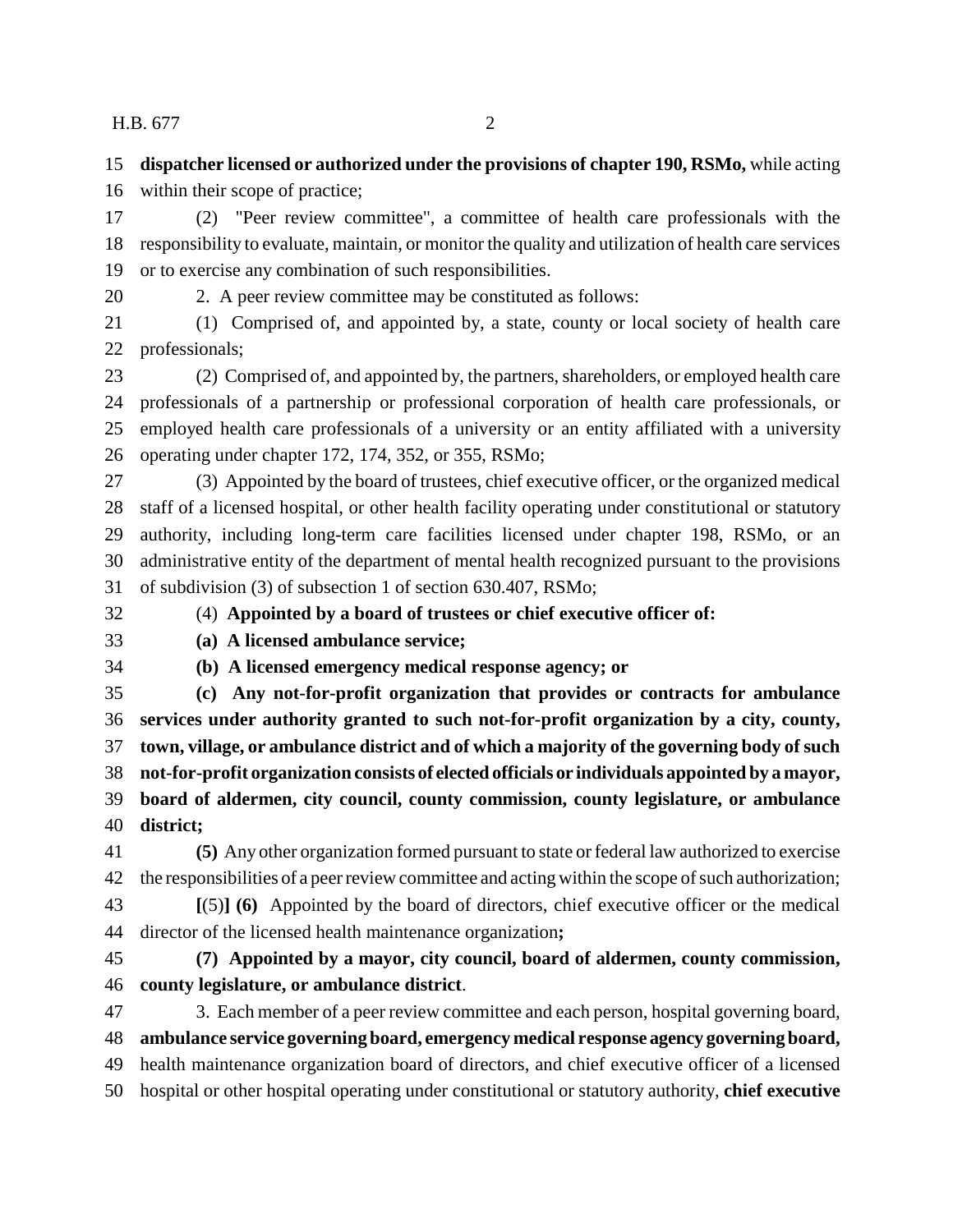**dispatcher licensed or authorized under the provisions of chapter 190, RSMo,** while acting within their scope of practice;

(2) "Peer review committee", a committee of health care professionals with the responsibility to evaluate, maintain, or monitor the quality and utilization of health care services or to exercise any combination of such responsibilities.

2. A peer review committee may be constituted as follows:

(1) Comprised of, and appointed by, a state, county or local society of health care professionals;

(2) Comprised of, and appointed by, the partners, shareholders, or employed health care professionals of a partnership or professional corporation of health care professionals, or employed health care professionals of a university or an entity affiliated with a university operating under chapter 172, 174, 352, or 355, RSMo;

(3) Appointed by the board of trustees, chief executive officer, or the organized medical staff of a licensed hospital, or other health facility operating under constitutional or statutory authority, including long-term care facilities licensed under chapter 198, RSMo, or an administrative entity of the department of mental health recognized pursuant to the provisions of subdivision (3) of subsection 1 of section 630.407, RSMo;

(4) **Appointed by a board of trustees or chief executive officer of:**

**(a) A licensed ambulance service;**

**(b) A licensed emergency medical response agency; or**

**(c) Any not-for-profit organization that provides or contracts for ambulance services under authority granted to such not-for-profit organization by a city, county, town, village, or ambulance district and of which a majority of the governing body of such not-for-profit organization consists of elected officials or individuals appointed by a mayor, board of aldermen, city council, county commission, county legislature, or ambulance district;**

**(5)** Any other organization formed pursuant to state or federal law authorized to exercise the responsibilities of a peer review committee and acting within the scope of such authorization;

**[**(5)**] (6)** Appointed by the board of directors, chief executive officer or the medical director of the licensed health maintenance organization**;**

**(7) Appointed by a mayor, city council, board of aldermen, county commission, county legislature, or ambulance district**.

3. Each member of a peer review committee and each person, hospital governing board, **ambulance service governing board, emergency medical response agency governing board,** health maintenance organization board of directors, and chief executive officer of a licensed hospital or other hospital operating under constitutional or statutory authority, **chief executive**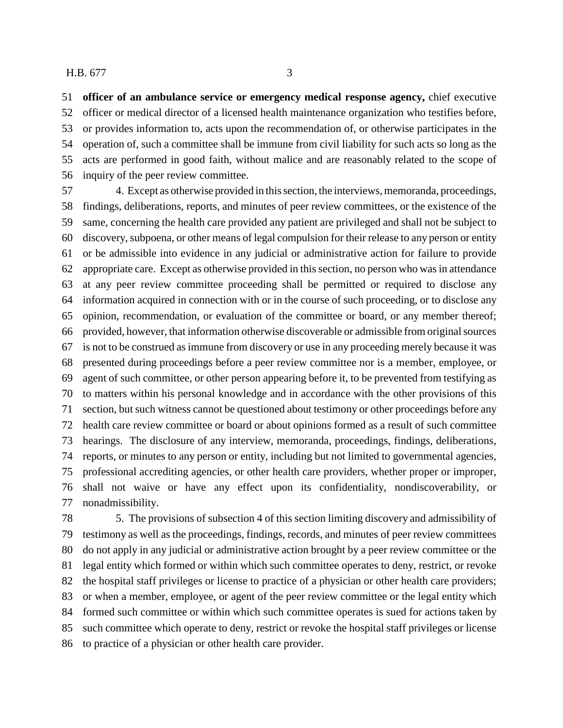**officer of an ambulance service or emergency medical response agency,** chief executive officer or medical director of a licensed health maintenance organization who testifies before, or provides information to, acts upon the recommendation of, or otherwise participates in the operation of, such a committee shall be immune from civil liability for such acts so long as the acts are performed in good faith, without malice and are reasonably related to the scope of inquiry of the peer review committee.

4. Except as otherwise provided in this section, the interviews, memoranda, proceedings, findings, deliberations, reports, and minutes of peer review committees, or the existence of the same, concerning the health care provided any patient are privileged and shall not be subject to discovery, subpoena, or other means of legal compulsion for their release to any person or entity or be admissible into evidence in any judicial or administrative action for failure to provide appropriate care. Except as otherwise provided in this section, no person who was in attendance at any peer review committee proceeding shall be permitted or required to disclose any information acquired in connection with or in the course of such proceeding, or to disclose any opinion, recommendation, or evaluation of the committee or board, or any member thereof; provided, however, that information otherwise discoverable or admissible from original sources is not to be construed as immune from discovery or use in any proceeding merely because it was presented during proceedings before a peer review committee nor is a member, employee, or agent of such committee, or other person appearing before it, to be prevented from testifying as to matters within his personal knowledge and in accordance with the other provisions of this section, but such witness cannot be questioned about testimony or other proceedings before any health care review committee or board or about opinions formed as a result of such committee hearings. The disclosure of any interview, memoranda, proceedings, findings, deliberations, reports, or minutes to any person or entity, including but not limited to governmental agencies, professional accrediting agencies, or other health care providers, whether proper or improper, shall not waive or have any effect upon its confidentiality, nondiscoverability, or nonadmissibility.

5. The provisions of subsection 4 of this section limiting discovery and admissibility of testimony as well as the proceedings, findings, records, and minutes of peer review committees do not apply in any judicial or administrative action brought by a peer review committee or the legal entity which formed or within which such committee operates to deny, restrict, or revoke the hospital staff privileges or license to practice of a physician or other health care providers; or when a member, employee, or agent of the peer review committee or the legal entity which formed such committee or within which such committee operates is sued for actions taken by such committee which operate to deny, restrict or revoke the hospital staff privileges or license to practice of a physician or other health care provider.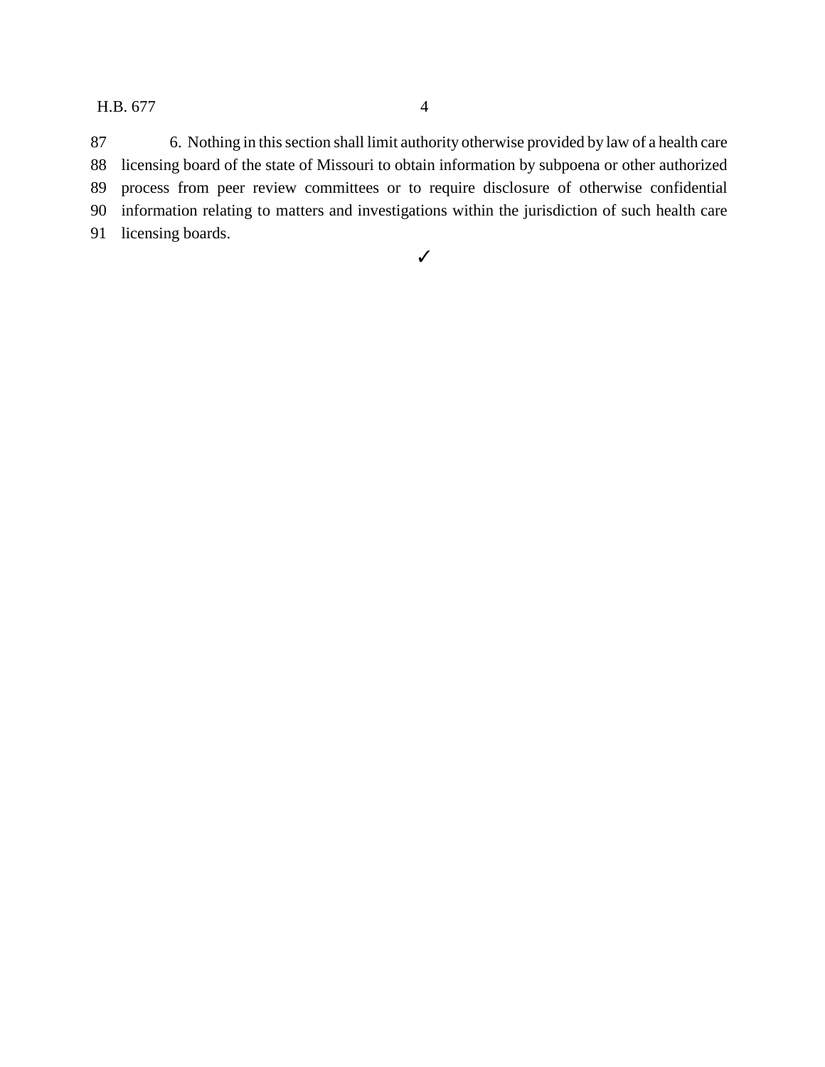6. Nothing in this section shall limit authority otherwise provided by law of a health care licensing board of the state of Missouri to obtain information by subpoena or other authorized process from peer review committees or to require disclosure of otherwise confidential information relating to matters and investigations within the jurisdiction of such health care licensing boards.

✓